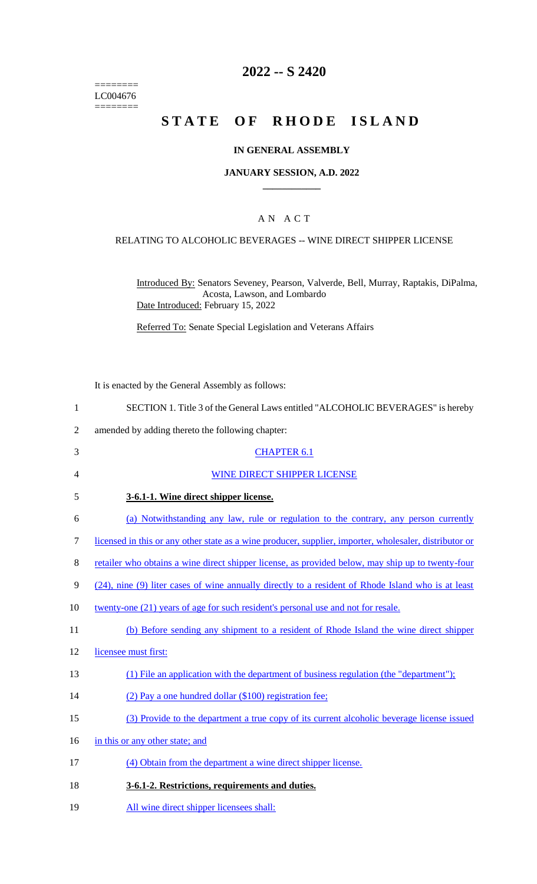======== 
LC004676 
========

# 2022 -- S 2420

# STATE OF RHODE ISLAND

### IN GENERAL ASSEMBLY

### JANUARY SESSION, A.D. 2022

## A N A C T

RELATING TO ALCOHOLIC BEVERAGES -- WINE DIRECT SHIPPER LICENSE

Introduced By: Senators Seveney, Pearson, Valverde, Bell, Murray, Raptakis, DiPalma, Acosta, Lawson, and Lombardo
Date Introduced: February 15, 2022

Referred To: Senate Special Legislation and Veterans Affairs

It is enacted by the General Assembly as follows:

1 SECTION 1. Title 3 of the General Laws entitled "ALCOHOLIC BEVERAGES" is hereby
2 amended by adding thereto the following chapter:

3 CHAPTER 6.1

4 WINE DIRECT SHIPPER LICENSE

5 **3-6.1-1. Wine direct shipper license.**

6 (a) Notwithstanding any law, rule or regulation to the contrary, any person currently
7 licensed in this or any other state as a wine producer, supplier, importer, wholesaler, distributor or
8 retailer who obtains a wine direct shipper license, as provided below, may ship up to twenty-four
9 (24), nine (9) liter cases of wine annually directly to a resident of Rhode Island who is at least
10 twenty-one (21) years of age for such resident's personal use and not for resale.

11 (b) Before sending any shipment to a resident of Rhode Island the wine direct shipper
12 licensee must first:

13 (1) File an application with the department of business regulation (the "department");

14 (2) Pay a one hundred dollar ($100) registration fee;

15 (3) Provide to the department a true copy of its current alcoholic beverage license issued
16 in this or any other state; and

17 (4) Obtain from the department a wine direct shipper license.

18 **3-6.1-2. Restrictions, requirements and duties.**

19 All wine direct shipper licensees shall: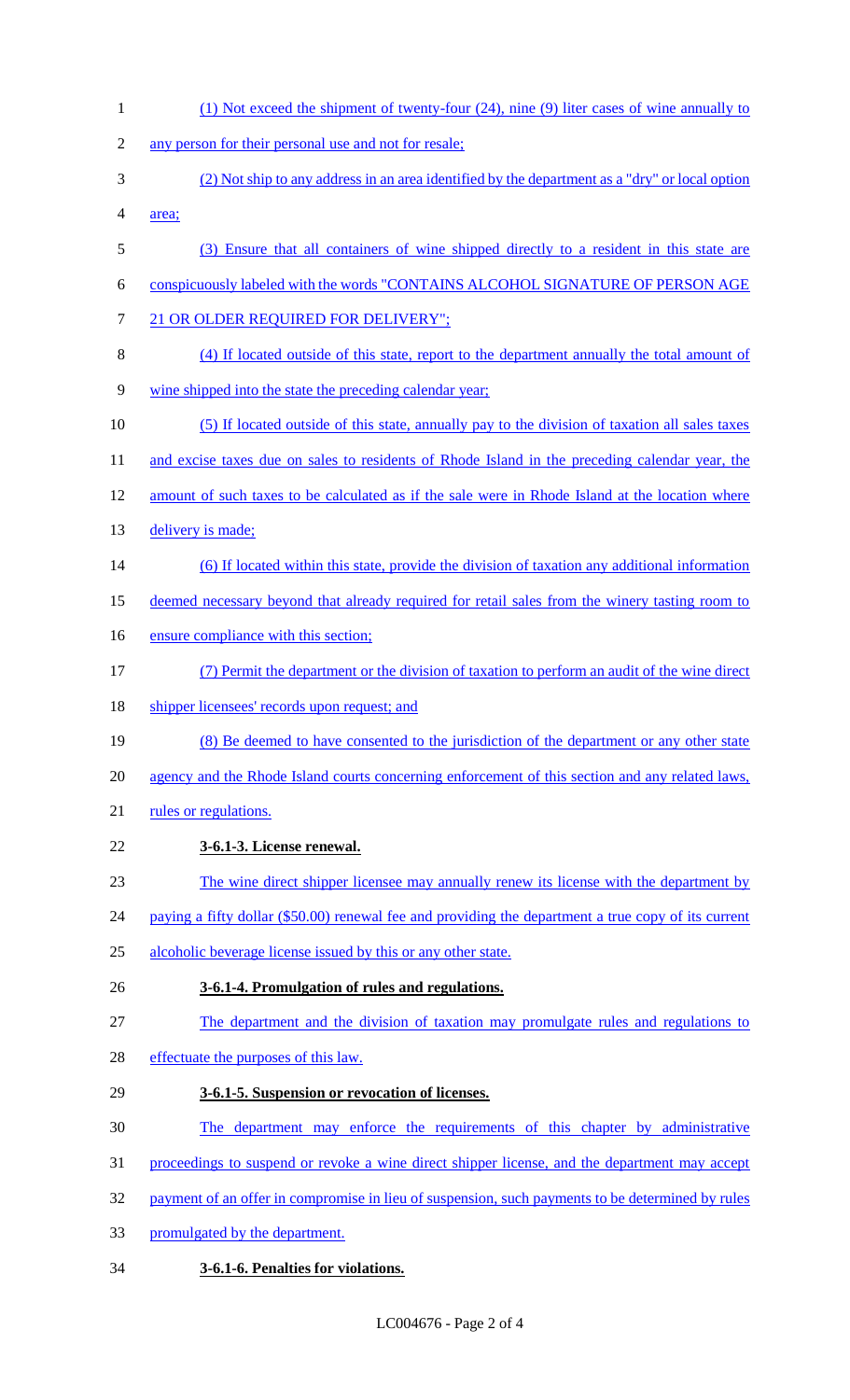(1) Not exceed the shipment of twenty-four (24), nine (9) liter cases of wine annually to any person for their personal use and not for resale;

(2) Not ship to any address in an area identified by the department as a "dry" or local option area;

(3) Ensure that all containers of wine shipped directly to a resident in this state are conspicuously labeled with the words "CONTAINS ALCOHOL SIGNATURE OF PERSON AGE 21 OR OLDER REQUIRED FOR DELIVERY";

(4) If located outside of this state, report to the department annually the total amount of wine shipped into the state the preceding calendar year;

(5) If located outside of this state, annually pay to the division of taxation all sales taxes and excise taxes due on sales to residents of Rhode Island in the preceding calendar year, the amount of such taxes to be calculated as if the sale were in Rhode Island at the location where delivery is made;

(6) If located within this state, provide the division of taxation any additional information deemed necessary beyond that already required for retail sales from the winery tasting room to ensure compliance with this section;

(7) Permit the department or the division of taxation to perform an audit of the wine direct shipper licensees' records upon request; and

(8) Be deemed to have consented to the jurisdiction of the department or any other state agency and the Rhode Island courts concerning enforcement of this section and any related laws, rules or regulations.

**3-6.1-3. License renewal.**

The wine direct shipper licensee may annually renew its license with the department by paying a fifty dollar ($50.00) renewal fee and providing the department a true copy of its current alcoholic beverage license issued by this or any other state.

**3-6.1-4. Promulgation of rules and regulations.**

The department and the division of taxation may promulgate rules and regulations to effectuate the purposes of this law.

**3-6.1-5. Suspension or revocation of licenses.**

The department may enforce the requirements of this chapter by administrative proceedings to suspend or revoke a wine direct shipper license, and the department may accept payment of an offer in compromise in lieu of suspension, such payments to be determined by rules promulgated by the department.

**3-6.1-6. Penalties for violations.**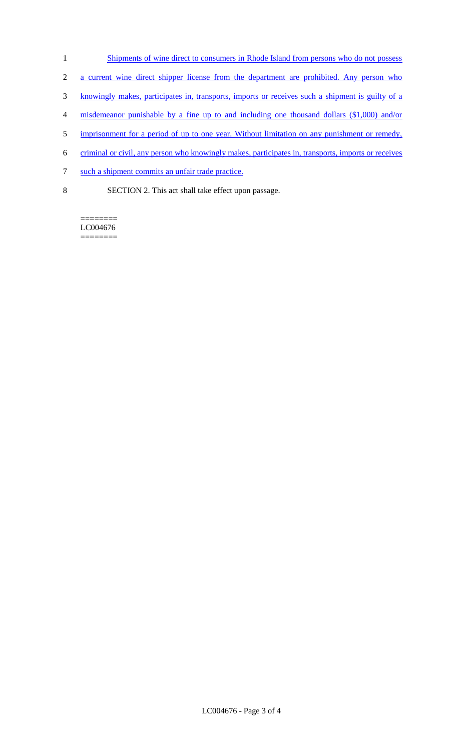Shipments of wine direct to consumers in Rhode Island from persons who do not possess a current wine direct shipper license from the department are prohibited. Any person who knowingly makes, participates in, transports, imports or receives such a shipment is guilty of a misdemeanor punishable by a fine up to and including one thousand dollars ($1,000) and/or imprisonment for a period of up to one year. Without limitation on any punishment or remedy, criminal or civil, any person who knowingly makes, participates in, transports, imports or receives such a shipment commits an unfair trade practice.

SECTION 2. This act shall take effect upon passage.

========
LC004676
========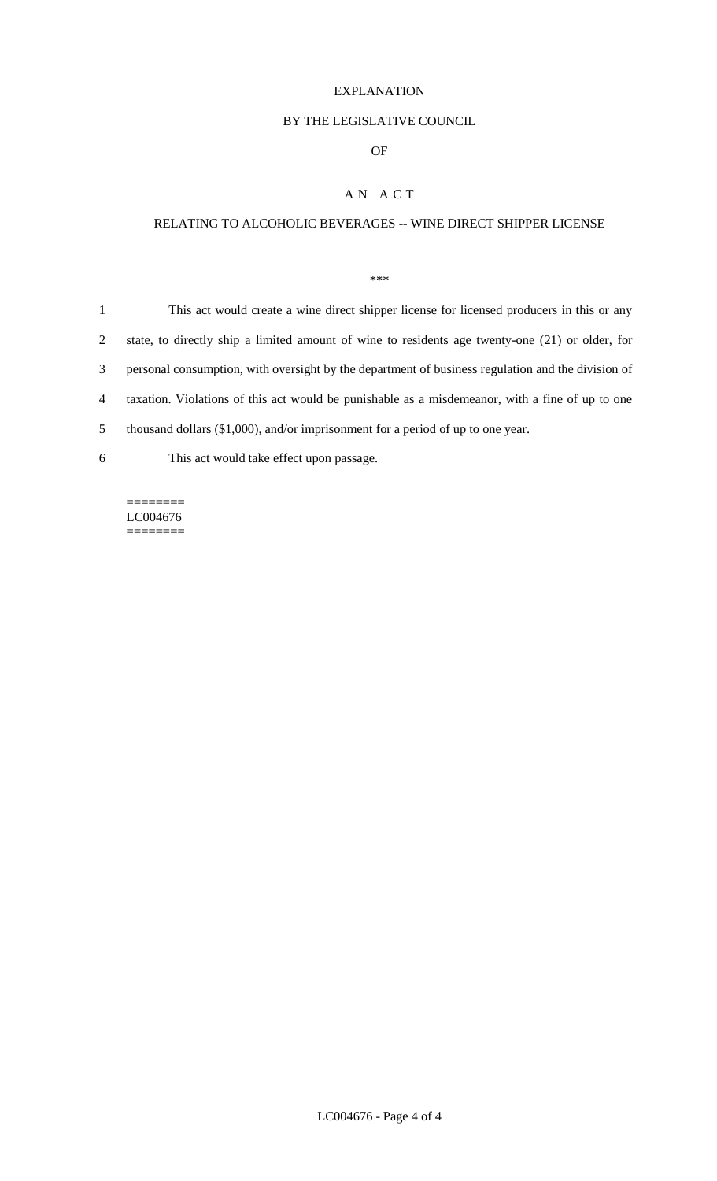EXPLANATION

BY THE LEGISLATIVE COUNCIL

OF

A N A C T

RELATING TO ALCOHOLIC BEVERAGES -- WINE DIRECT SHIPPER LICENSE

\*\*\*

1 This act would create a wine direct shipper license for licensed producers in this or any
2 state, to directly ship a limited amount of wine to residents age twenty-one (21) or older, for
3 personal consumption, with oversight by the department of business regulation and the division of
4 taxation. Violations of this act would be punishable as a misdemeanor, with a fine of up to one
5 thousand dollars ($1,000), and/or imprisonment for a period of up to one year.
6 This act would take effect upon passage.

========
LC004676
========